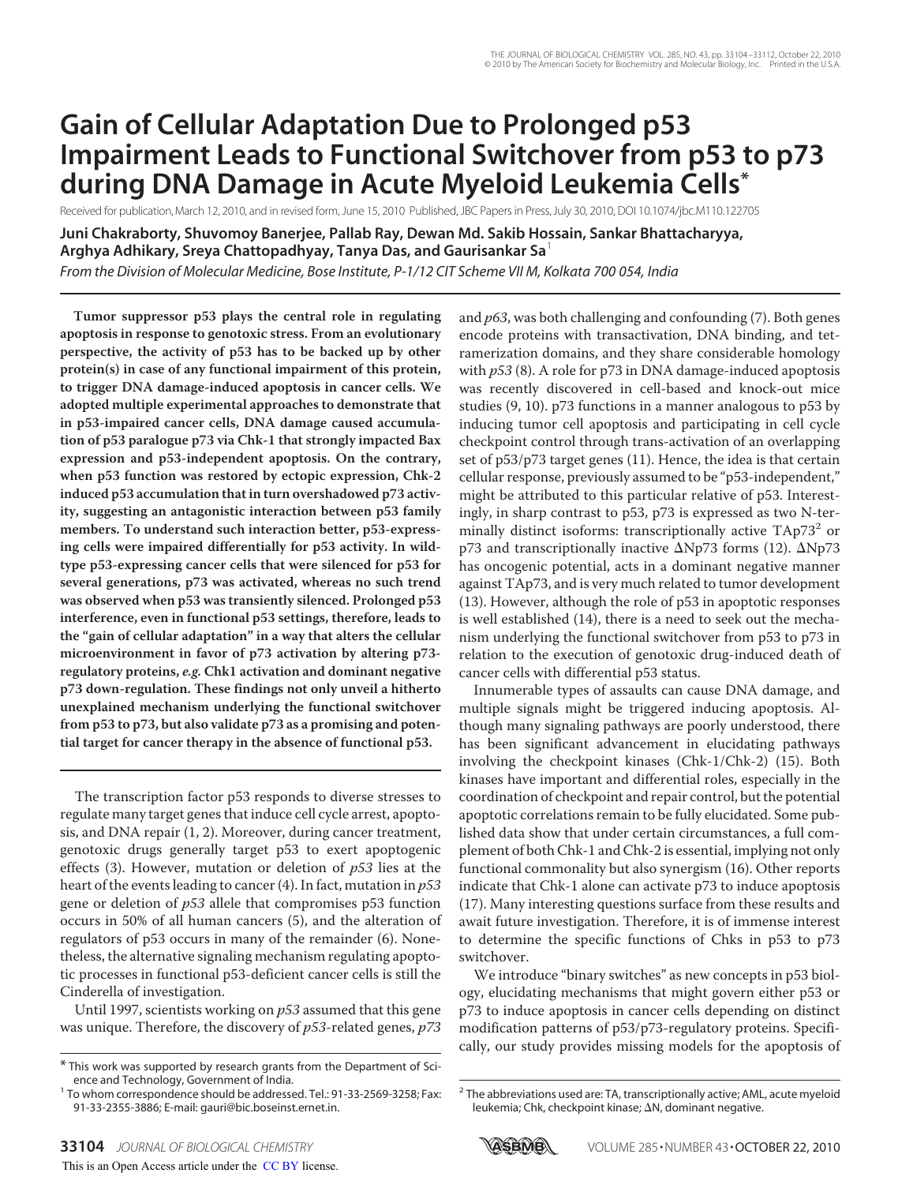# Gain of Cellular Adaptation Due to Prolonged p53 Impairment Leads to Functional Switchover from p53 to p73 during DNA Damage in Acute Myeloid Leukemia Cells*

Received for publication, March 12, 2010, and in revised form, June 15, 2010 Published, JBC Papers in Press, July 30, 2010, DOI 10.1074/jbc.M110.122705

**Juni Chakraborty, Shuvomoy Banerjee, Pallab Ray, Dewan Md. Sakib Hossain, Sankar Bhattacharyya, Arghya Adhikary, Sreya Chattopadhyay, Tanya Das, and Gaurisankar Sa**[1]

*From the Division of Molecular Medicine, Bose Institute, P-1/12 CIT Scheme VII M, Kolkata 700 054, India*

**Tumor suppressor p53 plays the central role in regulating apoptosis in response to genotoxic stress. From an evolutionary perspective, the activity of p53 has to be backed up by other protein(s) in case of any functional impairment of this protein, to trigger DNA damage-induced apoptosis in cancer cells. We adopted multiple experimental approaches to demonstrate that in p53-impaired cancer cells, DNA damage caused accumulation of p53 paralogue p73 via Chk-1 that strongly impacted Bax expression and p53-independent apoptosis. On the contrary, when p53 function was restored by ectopic expression, Chk-2 induced p53 accumulation that in turn overshadowed p73 activity, suggesting an antagonistic interaction between p53 family members. To understand such interaction better, p53-expressing cells were impaired differentially for p53 activity. In wild-type p53-expressing cancer cells that were silenced for p53 for several generations, p73 was activated, whereas no such trend was observed when p53 was transiently silenced. Prolonged p53 interference, even in functional p53 settings, therefore, leads to the "gain of cellular adaptation" in a way that alters the cellular microenvironment in favor of p73 activation by altering p73-regulatory proteins, *e.g.* Chk1 activation and dominant negative p73 down-regulation. These findings not only unveil a hitherto unexplained mechanism underlying the functional switchover from p53 to p73, but also validate p73 as a promising and potential target for cancer therapy in the absence of functional p53.**

The transcription factor p53 responds to diverse stresses to regulate many target genes that induce cell cycle arrest, apoptosis, and DNA repair (1, 2). Moreover, during cancer treatment, genotoxic drugs generally target p53 to exert apoptogenic effects (3). However, mutation or deletion of *p53* lies at the heart of the events leading to cancer (4). In fact, mutation in *p53* gene or deletion of *p53* allele that compromises p53 function occurs in 50% of all human cancers (5), and the alteration of regulators of p53 occurs in many of the remainder (6). Nonetheless, the alternative signaling mechanism regulating apoptotic processes in functional p53-deficient cancer cells is still the Cinderella of investigation.

Until 1997, scientists working on *p53* assumed that this gene was unique. Therefore, the discovery of *p53*-related genes, *p73* and *p63*, was both challenging and confounding (7). Both genes encode proteins with transactivation, DNA binding, and tetramerization domains, and they share considerable homology with *p53* (8). A role for p73 in DNA damage-induced apoptosis was recently discovered in cell-based and knock-out mice studies (9, 10). p73 functions in a manner analogous to p53 by inducing tumor cell apoptosis and participating in cell cycle checkpoint control through trans-activation of an overlapping set of p53/p73 target genes (11). Hence, the idea is that certain cellular response, previously assumed to be "p53-independent," might be attributed to this particular relative of p53. Interestingly, in sharp contrast to p53, p73 is expressed as two N-terminally distinct isoforms: transcriptionally active TAp73[2] or p73 and transcriptionally inactive ΔNp73 forms (12). ΔNp73 has oncogenic potential, acts in a dominant negative manner against TAp73, and is very much related to tumor development (13). However, although the role of p53 in apoptotic responses is well established (14), there is a need to seek out the mechanism underlying the functional switchover from p53 to p73 in relation to the execution of genotoxic drug-induced death of cancer cells with differential p53 status.

Innumerable types of assaults can cause DNA damage, and multiple signals might be triggered inducing apoptosis. Although many signaling pathways are poorly understood, there has been significant advancement in elucidating pathways involving the checkpoint kinases (Chk-1/Chk-2) (15). Both kinases have important and differential roles, especially in the coordination of checkpoint and repair control, but the potential apoptotic correlations remain to be fully elucidated. Some published data show that under certain circumstances, a full complement of both Chk-1 and Chk-2 is essential, implying not only functional commonality but also synergism (16). Other reports indicate that Chk-1 alone can activate p73 to induce apoptosis (17). Many interesting questions surface from these results and await future investigation. Therefore, it is of immense interest to determine the specific functions of Chks in p53 to p73 switchover.

We introduce "binary switches" as new concepts in p53 biology, elucidating mechanisms that might govern either p53 or p73 to induce apoptosis in cancer cells depending on distinct modification patterns of p53/p73-regulatory proteins. Specifically, our study provides missing models for the apoptosis of

* This work was supported by research grants from the Department of Science and Technology, Government of India.

[1] To whom correspondence should be addressed. Tel.: 91-33-2569-3258; Fax: 91-33-2355-3886; E-mail: gauri@bic.boseinst.ernet.in.

[2] The abbreviations used are: TA, transcriptionally active; AML, acute myeloid leukemia; Chk, checkpoint kinase; ΔN, dominant negative.

This is an Open Access article under the CC BY license.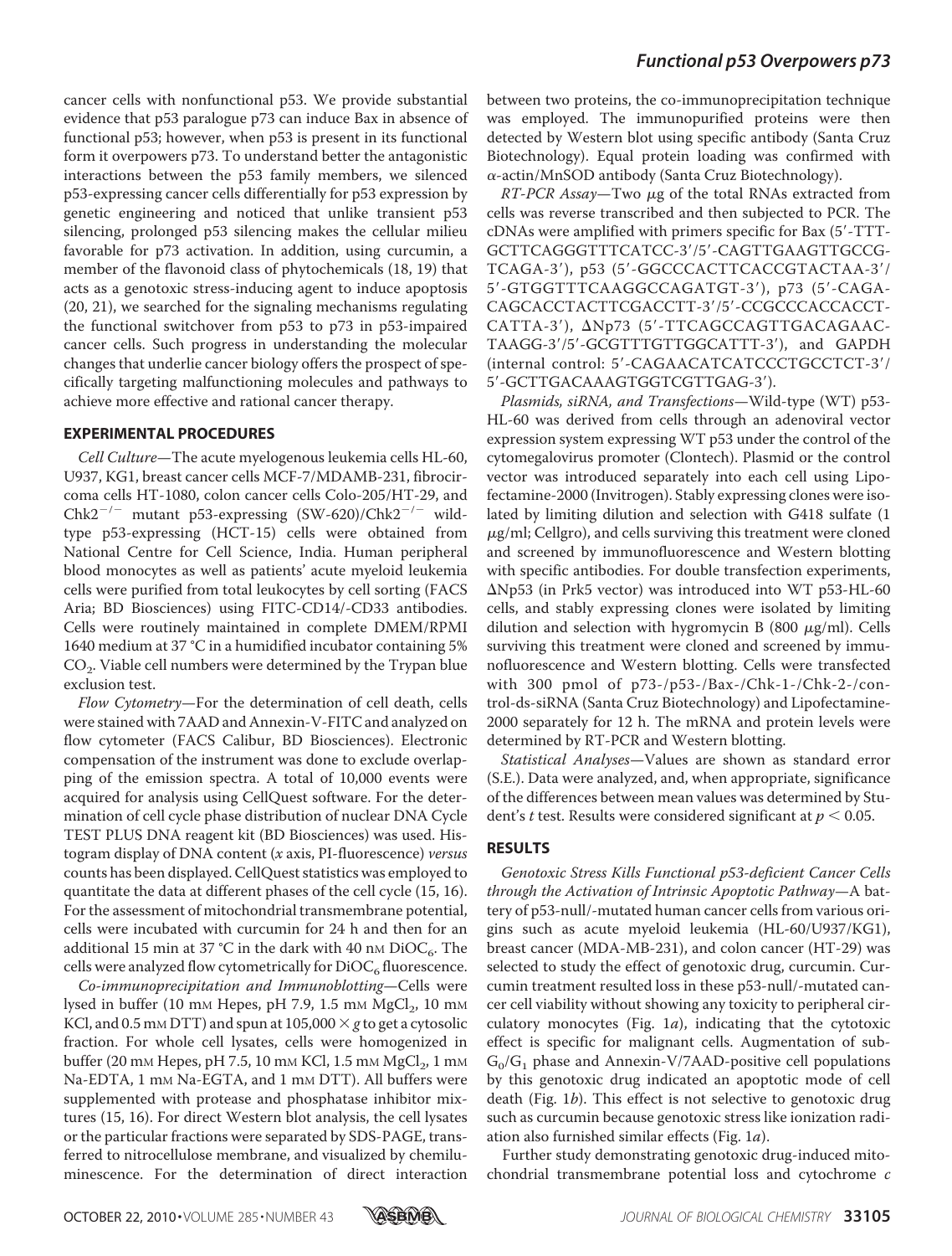cancer cells with nonfunctional p53. We provide substantial evidence that p53 paralogue p73 can induce Bax in absence of functional p53; however, when p53 is present in its functional form it overpowers p73. To understand better the antagonistic interactions between the p53 family members, we silenced p53-expressing cancer cells differentially for p53 expression by genetic engineering and noticed that unlike transient p53 silencing, prolonged p53 silencing makes the cellular milieu favorable for p73 activation. In addition, using curcumin, a member of the flavonoid class of phytochemicals (18, 19) that acts as a genotoxic stress-inducing agent to induce apoptosis (20, 21), we searched for the signaling mechanisms regulating the functional switchover from p53 to p73 in p53-impaired cancer cells. Such progress in understanding the molecular changes that underlie cancer biology offers the prospect of specifically targeting malfunctioning molecules and pathways to achieve more effective and rational cancer therapy.

## EXPERIMENTAL PROCEDURES

*Cell Culture*—The acute myelogenous leukemia cells HL-60, U937, KG1, breast cancer cells MCF-7/MDAMB-231, fibrocircoma cells HT-1080, colon cancer cells Colo-205/HT-29, and $Chk2^{-/-}$ mutant p53-expressing (SW-620)/$Chk2^{-/-}$ wild-type p53-expressing (HCT-15) cells were obtained from National Centre for Cell Science, India. Human peripheral blood monocytes as well as patients' acute myeloid leukemia cells were purified from total leukocytes by cell sorting (FACS Aria; BD Biosciences) using FITC-CD14/-CD33 antibodies. Cells were routinely maintained in complete DMEM/RPMI 1640 medium at 37 °C in a humidified incubator containing 5% $CO_2$. Viable cell numbers were determined by the Trypan blue exclusion test.

*Flow Cytometry*—For the determination of cell death, cells were stained with 7AAD and Annexin-V-FITC and analyzed on flow cytometer (FACS Calibur, BD Biosciences). Electronic compensation of the instrument was done to exclude overlapping of the emission spectra. A total of 10,000 events were acquired for analysis using CellQuest software. For the determination of cell cycle phase distribution of nuclear DNA Cycle TEST PLUS DNA reagent kit (BD Biosciences) was used. Histogram display of DNA content (*x* axis, PI-fluorescence) *versus* counts has been displayed. CellQuest statistics was employed to quantitate the data at different phases of the cell cycle (15, 16). For the assessment of mitochondrial transmembrane potential, cells were incubated with curcumin for 24 h and then for an additional 15 min at 37 °C in the dark with 40 nM $DiOC_6$. The cells were analyzed flow cytometrically for $DiOC_6$ fluorescence.

*Co-immunoprecipitation and Immunoblotting*—Cells were lysed in buffer (10 mM Hepes, pH 7.9, 1.5 mM $MgCl_2$, 10 mM KCl, and 0.5 mM DTT) and spun at $105{,}000 \times g$ to get a cytosolic fraction. For whole cell lysates, cells were homogenized in buffer (20 mM Hepes, pH 7.5, 10 mM KCl, 1.5 mM $MgCl_2$, 1 mM Na-EDTA, 1 mM Na-EGTA, and 1 mM DTT). All buffers were supplemented with protease and phosphatase inhibitor mixtures (15, 16). For direct Western blot analysis, the cell lysates or the particular fractions were separated by SDS-PAGE, transferred to nitrocellulose membrane, and visualized by chemiluminescence. For the determination of direct interaction between two proteins, the co-immunoprecipitation technique was employed. The immunopurified proteins were then detected by Western blot using specific antibody (Santa Cruz Biotechnology). Equal protein loading was confirmed with $\alpha$-actin/MnSOD antibody (Santa Cruz Biotechnology).

*RT-PCR Assay*—Two $\mu$g of the total RNAs extracted from cells was reverse transcribed and then subjected to PCR. The cDNAs were amplified with primers specific for Bax (5′-TTTGCTTCAGGGTTTCATCC-3′/5′-CAGTTGAAGTTGCCGTCAGA-3′), p53 (5′-GGCCCACTTCACCGTACTAA-3′/5′-GTGGTTTCAAGGCCAGATGT-3′), p73 (5′-CAGACAGCACCTACTTCGACCTT-3′/5′-CCGCCCACCACCTCATTA-3′), ΔNp73 (5′-TTCAGCCAGTTGACAGAACTAAGG-3′/5′-GCGTTTGTTGGCATTT-3′), and GAPDH (internal control: 5′-CAGAACATCATCCCTGCCTCT-3′/5′-GCTTGACAAAGTGGTCGTTGAG-3′).

*Plasmids, siRNA, and Transfections*—Wild-type (WT) p53-HL-60 was derived from cells through an adenoviral vector expression system expressing WT p53 under the control of the cytomegalovirus promoter (Clontech). Plasmid or the control vector was introduced separately into each cell using Lipofectamine-2000 (Invitrogen). Stably expressing clones were isolated by limiting dilution and selection with G418 sulfate (1 $\mu$g/ml; Cellgro), and cells surviving this treatment were cloned and screened by immunofluorescence and Western blotting with specific antibodies. For double transfection experiments, ΔNp53 (in Prk5 vector) was introduced into WT p53-HL-60 cells, and stably expressing clones were isolated by limiting dilution and selection with hygromycin B (800 $\mu$g/ml). Cells surviving this treatment were cloned and screened by immunofluorescence and Western blotting. Cells were transfected with 300 pmol of p73-/p53-/Bax-/Chk-1-/Chk-2-/control-ds-siRNA (Santa Cruz Biotechnology) and Lipofectamine-2000 separately for 12 h. The mRNA and protein levels were determined by RT-PCR and Western blotting.

*Statistical Analyses*—Values are shown as standard error (S.E.). Data were analyzed, and, when appropriate, significance of the differences between mean values was determined by Student's *t* test. Results were considered significant at $p < 0.05$.

## RESULTS

*Genotoxic Stress Kills Functional p53-deficient Cancer Cells through the Activation of Intrinsic Apoptotic Pathway*—A battery of p53-null/-mutated human cancer cells from various origins such as acute myeloid leukemia (HL-60/U937/KG1), breast cancer (MDA-MB-231), and colon cancer (HT-29) was selected to study the effect of genotoxic drug, curcumin. Curcumin treatment resulted loss in these p53-null/-mutated cancer cell viability without showing any toxicity to peripheral circulatory monocytes (Fig. 1*a*), indicating that the cytotoxic effect is specific for malignant cells. Augmentation of sub-$G_0/G_1$ phase and Annexin-V/7AAD-positive cell populations by this genotoxic drug indicated an apoptotic mode of cell death (Fig. 1*b*). This effect is not selective to genotoxic drug such as curcumin because genotoxic stress like ionization radiation also furnished similar effects (Fig. 1*a*).

Further study demonstrating genotoxic drug-induced mitochondrial transmembrane potential loss and cytochrome *c*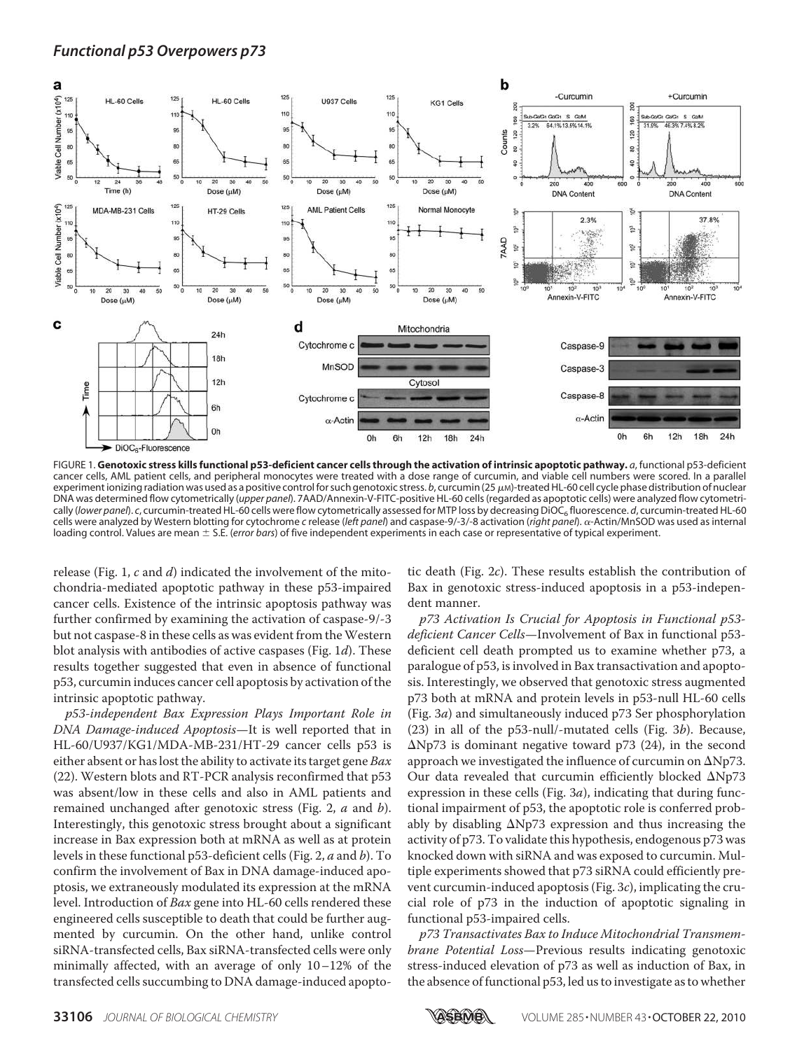FIGURE 1. **Genotoxic stress kills functional p53-deficient cancer cells through the activation of intrinsic apoptotic pathway.** *a*, functional p53-deficient cancer cells, AML patient cells, and peripheral monocytes were treated with a dose range of curcumin, and viable cell numbers were scored. In a parallel experiment ionizing radiation was used as a positive control for such genotoxic stress. *b*, curcumin (25 μM)-treated HL-60 cell cycle phase distribution of nuclear DNA was determined flow cytometrically (*upper panel*). 7AAD/Annexin-V-FITC-positive HL-60 cells (regarded as apoptotic cells) were analyzed flow cytometrically (*lower panel*). *c*, curcumin-treated HL-60 cells were flow cytometrically assessed for MTP loss by decreasing $DiOC_6$ fluorescence. *d*, curcumin-treated HL-60 cells were analyzed by Western blotting for cytochrome *c* release (*left panel*) and caspase-9/-3/-8 activation (*right panel*). α-Actin/MnSOD was used as internal loading control. Values are mean ± S.E. (*error bars*) of five independent experiments in each case or representative of typical experiment.

release (Fig. 1, *c* and *d*) indicated the involvement of the mitochondria-mediated apoptotic pathway in these p53-impaired cancer cells. Existence of the intrinsic apoptosis pathway was further confirmed by examining the activation of caspase-9/-3 but not caspase-8 in these cells as was evident from the Western blot analysis with antibodies of active caspases (Fig. 1*d*). These results together suggested that even in absence of functional p53, curcumin induces cancer cell apoptosis by activation of the intrinsic apoptotic pathway.

*p53-independent Bax Expression Plays Important Role in DNA Damage-induced Apoptosis*—It is well reported that in HL-60/U937/KG1/MDA-MB-231/HT-29 cancer cells p53 is either absent or has lost the ability to activate its target gene *Bax* (22). Western blots and RT-PCR analysis reconfirmed that p53 was absent/low in these cells and also in AML patients and remained unchanged after genotoxic stress (Fig. 2, *a* and *b*). Interestingly, this genotoxic stress brought about a significant increase in Bax expression both at mRNA as well as at protein levels in these functional p53-deficient cells (Fig. 2, *a* and *b*). To confirm the involvement of Bax in DNA damage-induced apoptosis, we extraneously modulated its expression at the mRNA level. Introduction of *Bax* gene into HL-60 cells rendered these engineered cells susceptible to death that could be further augmented by curcumin. On the other hand, unlike control siRNA-transfected cells, Bax siRNA-transfected cells were only minimally affected, with an average of only 10–12% of the transfected cells succumbing to DNA damage-induced apoptotic death (Fig. 2*c*). These results establish the contribution of Bax in genotoxic stress-induced apoptosis in a p53-independent manner.

*p73 Activation Is Crucial for Apoptosis in Functional p53-deficient Cancer Cells*—Involvement of Bax in functional p53-deficient cell death prompted us to examine whether p73, a paralogue of p53, is involved in Bax transactivation and apoptosis. Interestingly, we observed that genotoxic stress augmented p73 both at mRNA and protein levels in p53-null HL-60 cells (Fig. 3*a*) and simultaneously induced p73 Ser phosphorylation (23) in all of the p53-null/-mutated cells (Fig. 3*b*). Because, ΔNp73 is dominant negative toward p73 (24), in the second approach we investigated the influence of curcumin on ΔNp73. Our data revealed that curcumin efficiently blocked ΔNp73 expression in these cells (Fig. 3*a*), indicating that during functional impairment of p53, the apoptotic role is conferred probably by disabling ΔNp73 expression and thus increasing the activity of p73. To validate this hypothesis, endogenous p73 was knocked down with siRNA and was exposed to curcumin. Multiple experiments showed that p73 siRNA could efficiently prevent curcumin-induced apoptosis (Fig. 3*c*), implicating the crucial role of p73 in the induction of apoptotic signaling in functional p53-impaired cells.

*p73 Transactivates Bax to Induce Mitochondrial Transmembrane Potential Loss*—Previous results indicating genotoxic stress-induced elevation of p73 as well as induction of Bax, in the absence of functional p53, led us to investigate as to whether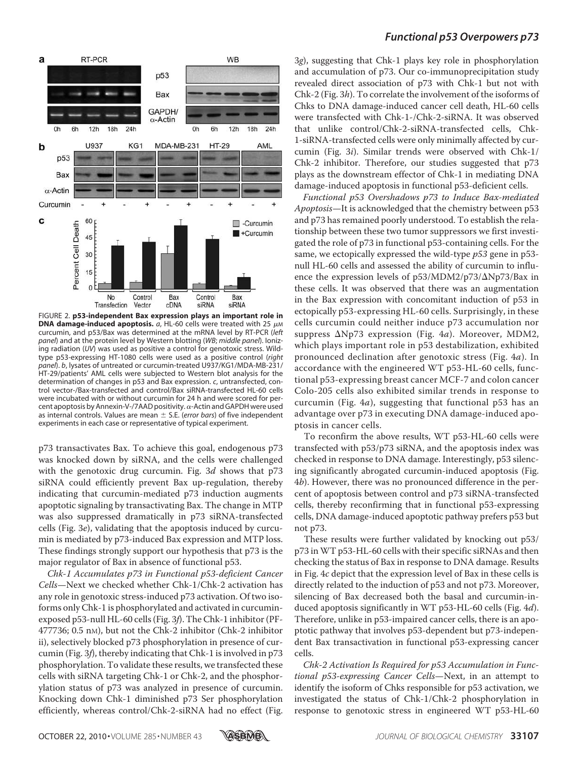FIGURE 2. **p53-independent Bax expression plays an important role in DNA damage-induced apoptosis.** *a*, HL-60 cells were treated with 25 $\mu$M curcumin, and p53/Bax was determined at the mRNA level by RT-PCR (*left panel*) and at the protein level by Western blotting (*WB*; *middle panel*). Ionizing radiation (*UV*) was used as positive a control for genotoxic stress. Wild-type p53-expressing HT-1080 cells were used as a positive control (*right panel*). *b*, lysates of untreated or curcumin-treated U937/KG1/MDA-MB-231/HT-29/patients' AML cells were subjected to Western blot analysis for the determination of changes in p53 and Bax expression. *c*, untransfected, control vector-/Bax-transfected and control/Bax siRNA-transfected HL-60 cells were incubated with or without curcumin for 24 h and were scored for percent apoptosis by Annexin-V-/7AAD positivity. $\alpha$-Actin and GAPDH were used as internal controls. Values are mean ± S.E. (*error bars*) of five independent experiments in each case or representative of typical experiment.

p73 transactivates Bax. To achieve this goal, endogenous p73 was knocked down by siRNA, and the cells were challenged with the genotoxic drug curcumin. Fig. 3*d* shows that p73 siRNA could efficiently prevent Bax up-regulation, thereby indicating that curcumin-mediated p73 induction augments apoptotic signaling by transactivating Bax. The change in MTP was also suppressed dramatically in p73 siRNA-transfected cells (Fig. 3*e*), validating that the apoptosis induced by curcumin is mediated by p73-induced Bax expression and MTP loss. These findings strongly support our hypothesis that p73 is the major regulator of Bax in absence of functional p53.

*Chk-1 Accumulates p73 in Functional p53-deficient Cancer Cells*—Next we checked whether Chk-1/Chk-2 activation has any role in genotoxic stress-induced p73 activation. Of two isoforms only Chk-1 is phosphorylated and activated in curcumin-exposed p53-null HL-60 cells (Fig. 3*f*). The Chk-1 inhibitor (PF-477736; 0.5 nM), but not the Chk-2 inhibitor (Chk-2 inhibitor ii), selectively blocked p73 phosphorylation in presence of curcumin (Fig. 3*f*), thereby indicating that Chk-1 is involved in p73 phosphorylation. To validate these results, we transfected these cells with siRNA targeting Chk-1 or Chk-2, and the phosphorylation status of p73 was analyzed in presence of curcumin. Knocking down Chk-1 diminished p73 Ser phosphorylation efficiently, whereas control/Chk-2-siRNA had no effect (Fig. 3*g*), suggesting that Chk-1 plays key role in phosphorylation and accumulation of p73. Our co-immunoprecipitation study revealed direct association of p73 with Chk-1 but not with Chk-2 (Fig. 3*h*). To correlate the involvement of the isoforms of Chks to DNA damage-induced cancer cell death, HL-60 cells were transfected with Chk-1-/Chk-2-siRNA. It was observed that unlike control/Chk-2-siRNA-transfected cells, Chk-1-siRNA-transfected cells were only minimally affected by curcumin (Fig. 3*i*). Similar trends were observed with Chk-1/Chk-2 inhibitor. Therefore, our studies suggested that p73 plays as the downstream effector of Chk-1 in mediating DNA damage-induced apoptosis in functional p53-deficient cells.

*Functional p53 Overshadows p73 to Induce Bax-mediated Apoptosis*—It is acknowledged that the chemistry between p53 and p73 has remained poorly understood. To establish the relationship between these two tumor suppressors we first investigated the role of p73 in functional p53-containing cells. For the same, we ectopically expressed the wild-type *p53* gene in p53-null HL-60 cells and assessed the ability of curcumin to influence the expression levels of p53/MDM2/p73/ΔNp73/Bax in these cells. It was observed that there was an augmentation in the Bax expression with concomitant induction of p53 in ectopically p53-expressing HL-60 cells. Surprisingly, in these cells curcumin could neither induce p73 accumulation nor suppress ΔNp73 expression (Fig. 4*a*). Moreover, MDM2, which plays important role in p53 destabilization, exhibited pronounced declination after genotoxic stress (Fig. 4*a*). In accordance with the engineered WT p53-HL-60 cells, functional p53-expressing breast cancer MCF-7 and colon cancer Colo-205 cells also exhibited similar trends in response to curcumin (Fig. 4*a*), suggesting that functional p53 has an advantage over p73 in executing DNA damage-induced apoptosis in cancer cells.

To reconfirm the above results, WT p53-HL-60 cells were transfected with p53/p73 siRNA, and the apoptosis index was checked in response to DNA damage. Interestingly, p53 silencing significantly abrogated curcumin-induced apoptosis (Fig. 4*b*). However, there was no pronounced difference in the percent of apoptosis between control and p73 siRNA-transfected cells, thereby reconfirming that in functional p53-expressing cells, DNA damage-induced apoptotic pathway prefers p53 but not p73.

These results were further validated by knocking out p53/p73 in WT p53-HL-60 cells with their specific siRNAs and then checking the status of Bax in response to DNA damage. Results in Fig. 4*c* depict that the expression level of Bax in these cells is directly related to the induction of p53 and not p73. Moreover, silencing of Bax decreased both the basal and curcumin-induced apoptosis significantly in WT p53-HL-60 cells (Fig. 4*d*). Therefore, unlike in p53-impaired cancer cells, there is an apoptotic pathway that involves p53-dependent but p73-independent Bax transactivation in functional p53-expressing cancer cells.

*Chk-2 Activation Is Required for p53 Accumulation in Functional p53-expressing Cancer Cells*—Next, in an attempt to identify the isoform of Chks responsible for p53 activation, we investigated the status of Chk-1/Chk-2 phosphorylation in response to genotoxic stress in engineered WT p53-HL-60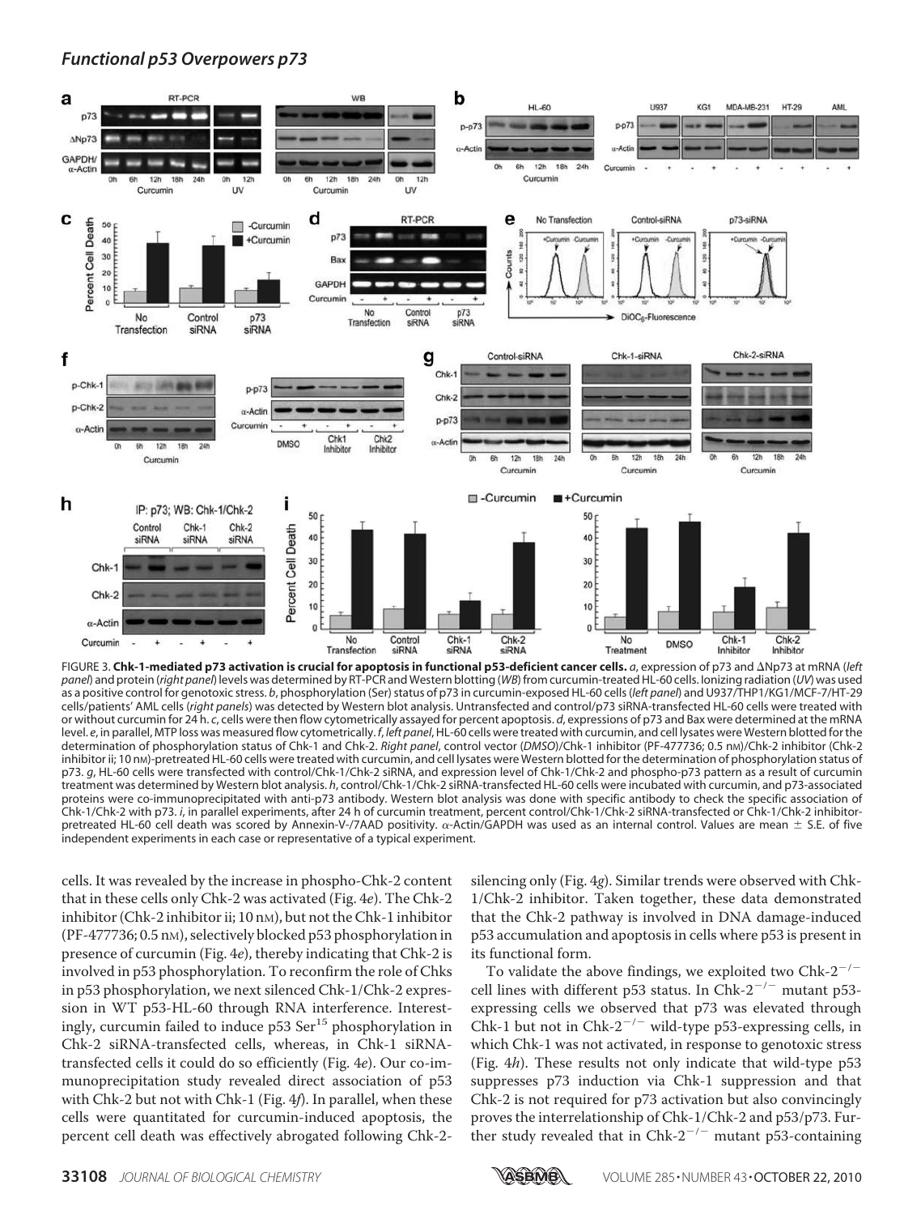FIGURE 3. **Chk-1-mediated p73 activation is crucial for apoptosis in functional p53-deficient cancer cells.** *a*, expression of p73 and ΔNp73 at mRNA (*left panel*) and protein (*right panel*) levels was determined by RT-PCR and Western blotting (*WB*) from curcumin-treated HL-60 cells. Ionizing radiation (*UV*) was used as a positive control for genotoxic stress. *b*, phosphorylation (Ser) status of p73 in curcumin-exposed HL-60 cells (*left panel*) and U937/THP1/KG1/MCF-7/HT-29 cells/patients' AML cells (*right panels*) was detected by Western blot analysis. Untransfected and control/p73 siRNA-transfected HL-60 cells were treated with or without curcumin for 24 h. *c*, cells were then flow cytometrically assayed for percent apoptosis. *d*, expressions of p73 and Bax were determined at the mRNA level. *e*, in parallel, MTP loss was measured flow cytometrically. *f*, *left panel*, HL-60 cells were treated with curcumin, and cell lysates were Western blotted for the determination of phosphorylation status of Chk-1 and Chk-2. *Right panel*, control vector (*DMSO*)/Chk-1 inhibitor (PF-477736; 0.5 nM)/Chk-2 inhibitor (Chk-2 inhibitor ii; 10 nM)-pretreated HL-60 cells were treated with curcumin, and cell lysates were Western blotted for the determination of phosphorylation status of p73. *g*, HL-60 cells were transfected with control/Chk-1/Chk-2 siRNA, and expression level of Chk-1/Chk-2 and phospho-p73 pattern as a result of curcumin treatment was determined by Western blot analysis. *h*, control/Chk-1/Chk-2 siRNA-transfected HL-60 cells were incubated with curcumin, and p73-associated proteins were co-immunoprecipitated with anti-p73 antibody. Western blot analysis was done with specific antibody to check the specific association of Chk-1/Chk-2 with p73. *i*, in parallel experiments, after 24 h of curcumin treatment, percent control/Chk-1/Chk-2 siRNA-transfected or Chk-1/Chk-2 inhibitor-pretreated HL-60 cell death was scored by Annexin-V-/7AAD positivity. α-Actin/GAPDH was used as an internal control. Values are mean ± S.E. of five independent experiments in each case or representative of a typical experiment.

cells. It was revealed by the increase in phospho-Chk-2 content that in these cells only Chk-2 was activated (Fig. 4*e*). The Chk-2 inhibitor (Chk-2 inhibitor ii; 10 nM), but not the Chk-1 inhibitor (PF-477736; 0.5 nM), selectively blocked p53 phosphorylation in presence of curcumin (Fig. 4*e*), thereby indicating that Chk-2 is involved in p53 phosphorylation. To reconfirm the role of Chks in p53 phosphorylation, we next silenced Chk-1/Chk-2 expression in WT p53-HL-60 through RNA interference. Interestingly, curcumin failed to induce p53 $Ser^{15}$ phosphorylation in Chk-2 siRNA-transfected cells, whereas, in Chk-1 siRNA-transfected cells it could do so efficiently (Fig. 4*e*). Our co-immunoprecipitation study revealed direct association of p53 with Chk-2 but not with Chk-1 (Fig. 4*f*). In parallel, when these cells were quantitated for curcumin-induced apoptosis, the percent cell death was effectively abrogated following Chk-2-silencing only (Fig. 4*g*). Similar trends were observed with Chk-1/Chk-2 inhibitor. Taken together, these data demonstrated that the Chk-2 pathway is involved in DNA damage-induced p53 accumulation and apoptosis in cells where p53 is present in its functional form.

To validate the above findings, we exploited two Chk-$2^{-/-}$ cell lines with different p53 status. In Chk-$2^{-/-}$ mutant p53-expressing cells we observed that p73 was elevated through Chk-1 but not in Chk-$2^{-/-}$ wild-type p53-expressing cells, in which Chk-1 was not activated, in response to genotoxic stress (Fig. 4*h*). These results not only indicate that wild-type p53 suppresses p73 induction via Chk-1 suppression and that Chk-2 is not required for p73 activation but also convincingly proves the interrelationship of Chk-1/Chk-2 and p53/p73. Further study revealed that in Chk-$2^{-/-}$ mutant p53-containing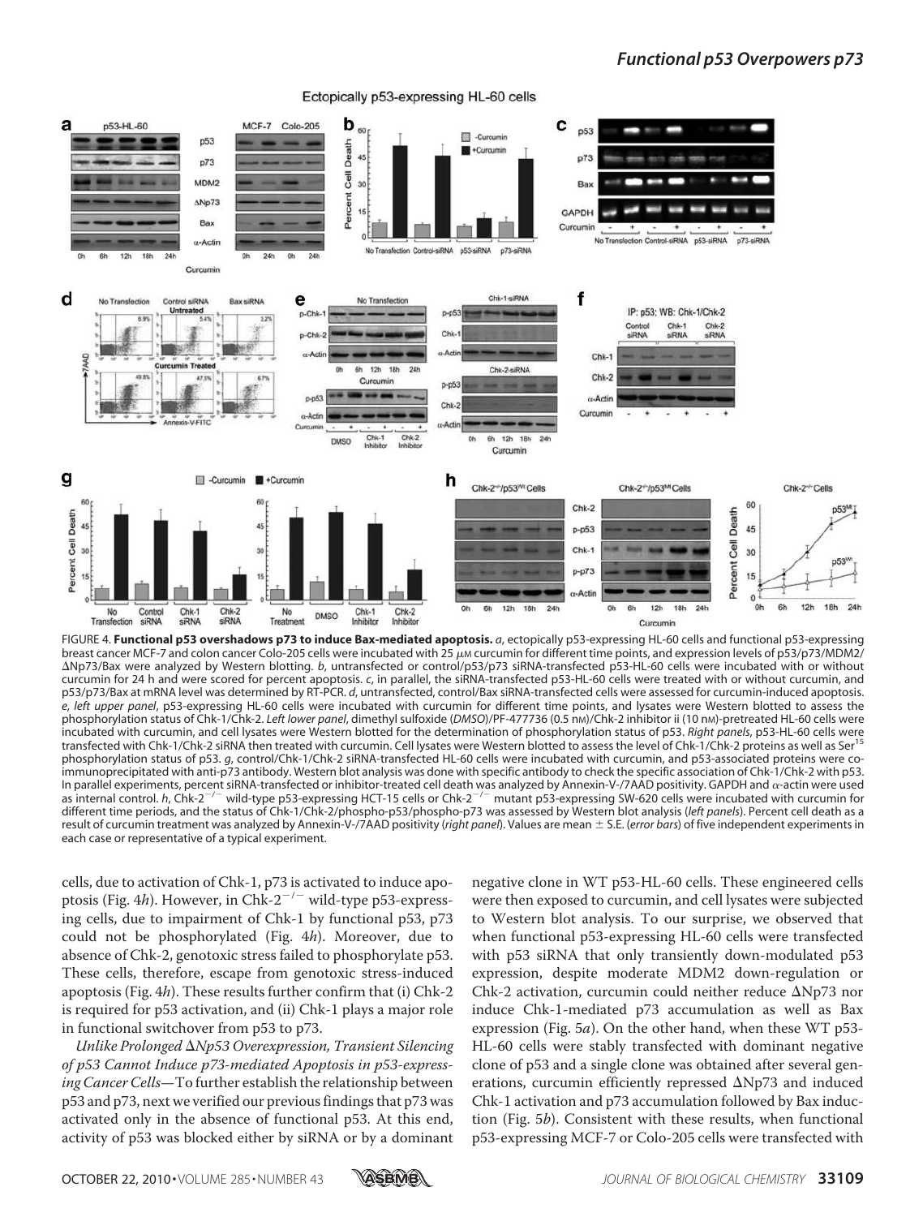FIGURE 4. **Functional p53 overshadows p73 to induce Bax-mediated apoptosis.** *a*, ectopically p53-expressing HL-60 cells and functional p53-expressing breast cancer MCF-7 and colon cancer Colo-205 cells were incubated with 25 μM curcumin for different time points, and expression levels of p53/p73/MDM2/ΔNp73/Bax were analyzed by Western blotting. *b*, untransfected or control/p53/p73 siRNA-transfected p53-HL-60 cells were incubated with or without curcumin for 24 h and were scored for percent apoptosis. *c*, in parallel, the siRNA-transfected p53-HL-60 cells were treated with or without curcumin, and p53/p73/Bax at mRNA level was determined by RT-PCR. *d*, untransfected, control/Bax siRNA-transfected cells were assessed for curcumin-induced apoptosis. *e*, *left upper panel*, p53-expressing HL-60 cells were incubated with curcumin for different time points, and lysates were Western blotted to assess the phosphorylation status of Chk-1/Chk-2. *Left lower panel*, dimethyl sulfoxide (*DMSO*)/PF-477736 (0.5 nM)/Chk-2 inhibitor ii (10 nM)-pretreated HL-60 cells were incubated with curcumin, and cell lysates were Western blotted for the determination of phosphorylation status of p53. *Right panels*, p53-HL-60 cells were transfected with Chk-1/Chk-2 siRNA then treated with curcumin. Cell lysates were Western blotted to assess the level of Chk-1/Chk-2 proteins as well as Ser[15] phosphorylation status of p53. *g*, control/Chk-1/Chk-2 siRNA-transfected HL-60 cells were incubated with curcumin, and p53-associated proteins were co-immunoprecipitated with anti-p73 antibody. Western blot analysis was done with specific antibody to check the specific association of Chk-1/Chk-2 with p53. In parallel experiments, percent siRNA-transfected or inhibitor-treated cell death was analyzed by Annexin-V-/7AAD positivity. GAPDH and α-actin were used as internal control. *h*, Chk-$2^{-/-}$ wild-type p53-expressing HCT-15 cells or Chk-$2^{-/-}$ mutant p53-expressing SW-620 cells were incubated with curcumin for different time periods, and the status of Chk-1/Chk-2/phospho-p53/phospho-p73 was assessed by Western blot analysis (*left panels*). Percent cell death as a result of curcumin treatment was analyzed by Annexin-V-/7AAD positivity (*right panel*). Values are mean ± S.E. (*error bars*) of five independent experiments in each case or representative of a typical experiment.

cells, due to activation of Chk-1, p73 is activated to induce apoptosis (Fig. 4*h*). However, in Chk-$2^{-/-}$ wild-type p53-expressing cells, due to impairment of Chk-1 by functional p53, p73 could not be phosphorylated (Fig. 4*h*). Moreover, due to absence of Chk-2, genotoxic stress failed to phosphorylate p53. These cells, therefore, escape from genotoxic stress-induced apoptosis (Fig. 4*h*). These results further confirm that (i) Chk-2 is required for p53 activation, and (ii) Chk-1 plays a major role in functional switchover from p53 to p73.

*Unlike Prolonged ΔNp53 Overexpression, Transient Silencing of p53 Cannot Induce p73-mediated Apoptosis in p53-expressing Cancer Cells*—To further establish the relationship between p53 and p73, next we verified our previous findings that p73 was activated only in the absence of functional p53. At this end, activity of p53 was blocked either by siRNA or by a dominant negative clone in WT p53-HL-60 cells. These engineered cells were then exposed to curcumin, and cell lysates were subjected to Western blot analysis. To our surprise, we observed that when functional p53-expressing HL-60 cells were transfected with p53 siRNA that only transiently down-modulated p53 expression, despite moderate MDM2 down-regulation or Chk-2 activation, curcumin could neither reduce ΔNp73 nor induce Chk-1-mediated p73 accumulation as well as Bax expression (Fig. 5*a*). On the other hand, when these WT p53-HL-60 cells were stably transfected with dominant negative clone of p53 and a single clone was obtained after several generations, curcumin efficiently repressed ΔNp73 and induced Chk-1 activation and p73 accumulation followed by Bax induction (Fig. 5*b*). Consistent with these results, when functional p53-expressing MCF-7 or Colo-205 cells were transfected with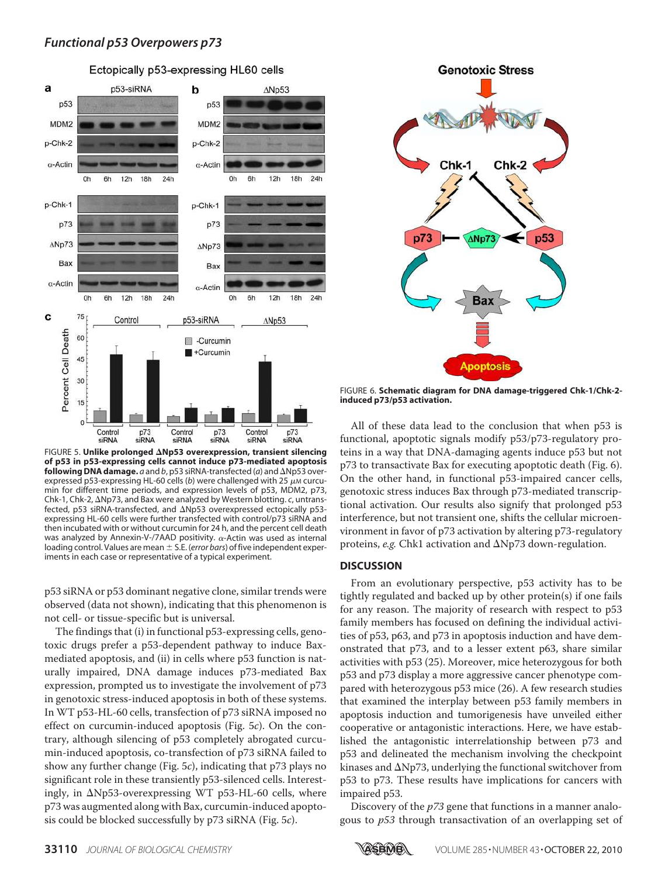FIGURE 5. **Unlike prolonged ΔNp53 overexpression, transient silencing of p53 in p53-expressing cells cannot induce p73-mediated apoptosis following DNA damage.** *a* and *b*, p53 siRNA-transfected (*a*) and ΔNp53 overexpressed p53-expressing HL-60 cells (*b*) were challenged with 25 $\mu$M curcumin for different time periods, and expression levels of p53, MDM2, p73, Chk-1, Chk-2, ΔNp73, and Bax were analyzed by Western blotting. *c*, untransfected, p53 siRNA-transfected, and ΔNp53 overexpressed ectopically p53-expressing HL-60 cells were further transfected with control/p73 siRNA and then incubated with or without curcumin for 24 h, and the percent cell death was analyzed by Annexin-V-/7AAD positivity. $\alpha$-Actin was used as internal loading control. Values are mean ± S.E. (*error bars*) of five independent experiments in each case or representative of a typical experiment.

p53 siRNA or p53 dominant negative clone, similar trends were observed (data not shown), indicating that this phenomenon is not cell- or tissue-specific but is universal.

The findings that (i) in functional p53-expressing cells, genotoxic drugs prefer a p53-dependent pathway to induce Bax-mediated apoptosis, and (ii) in cells where p53 function is naturally impaired, DNA damage induces p73-mediated Bax expression, prompted us to investigate the involvement of p73 in genotoxic stress-induced apoptosis in both of these systems. In WT p53-HL-60 cells, transfection of p73 siRNA imposed no effect on curcumin-induced apoptosis (Fig. 5*c*). On the contrary, although silencing of p53 completely abrogated curcumin-induced apoptosis, co-transfection of p73 siRNA failed to show any further change (Fig. 5*c*), indicating that p73 plays no significant role in these transiently p53-silenced cells. Interestingly, in ΔNp53-overexpressing WT p53-HL-60 cells, where p73 was augmented along with Bax, curcumin-induced apoptosis could be blocked successfully by p73 siRNA (Fig. 5*c*).

FIGURE 6. **Schematic diagram for DNA damage-triggered Chk-1/Chk-2-induced p73/p53 activation.**

All of these data lead to the conclusion that when p53 is functional, apoptotic signals modify p53/p73-regulatory proteins in a way that DNA-damaging agents induce p53 but not p73 to transactivate Bax for executing apoptotic death (Fig. 6). On the other hand, in functional p53-impaired cancer cells, genotoxic stress induces Bax through p73-mediated transcriptional activation. Our results also signify that prolonged p53 interference, but not transient one, shifts the cellular microenvironment in favor of p73 activation by altering p73-regulatory proteins, *e.g.* Chk1 activation and ΔNp73 down-regulation.

## DISCUSSION

From an evolutionary perspective, p53 activity has to be tightly regulated and backed up by other protein(s) if one fails for any reason. The majority of research with respect to p53 family members has focused on defining the individual activities of p53, p63, and p73 in apoptosis induction and have demonstrated that p73, and to a lesser extent p63, share similar activities with p53 (25). Moreover, mice heterozygous for both p53 and p73 display a more aggressive cancer phenotype compared with heterozygous p53 mice (26). A few research studies that examined the interplay between p53 family members in apoptosis induction and tumorigenesis have unveiled either cooperative or antagonistic interactions. Here, we have established the antagonistic interrelationship between p73 and p53 and delineated the mechanism involving the checkpoint kinases and ΔNp73, underlying the functional switchover from p53 to p73. These results have implications for cancers with impaired p53.

Discovery of the *p73* gene that functions in a manner analogous to *p53* through transactivation of an overlapping set of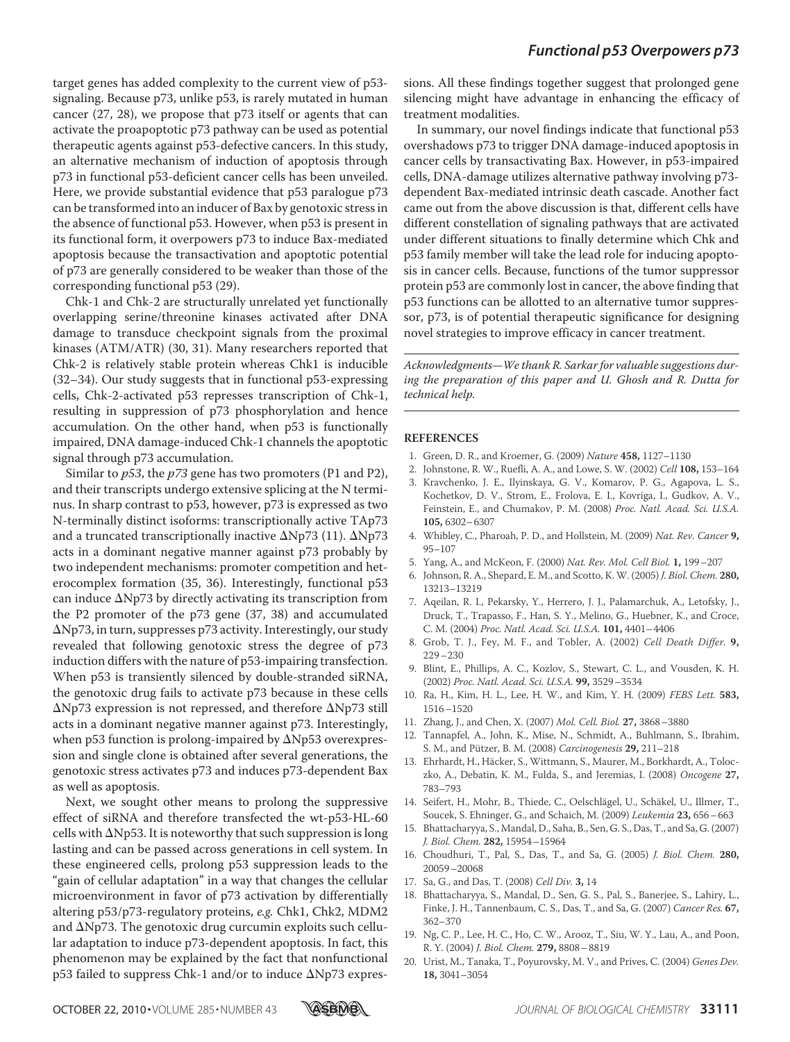target genes has added complexity to the current view of p53-signaling. Because p73, unlike p53, is rarely mutated in human cancer (27, 28), we propose that p73 itself or agents that can activate the proapoptotic p73 pathway can be used as potential therapeutic agents against p53-defective cancers. In this study, an alternative mechanism of induction of apoptosis through p73 in functional p53-deficient cancer cells has been unveiled. Here, we provide substantial evidence that p53 paralogue p73 can be transformed into an inducer of Bax by genotoxic stress in the absence of functional p53. However, when p53 is present in its functional form, it overpowers p73 to induce Bax-mediated apoptosis because the transactivation and apoptotic potential of p73 are generally considered to be weaker than those of the corresponding functional p53 (29).

Chk-1 and Chk-2 are structurally unrelated yet functionally overlapping serine/threonine kinases activated after DNA damage to transduce checkpoint signals from the proximal kinases (ATM/ATR) (30, 31). Many researchers reported that Chk-2 is relatively stable protein whereas Chk1 is inducible (32–34). Our study suggests that in functional p53-expressing cells, Chk-2-activated p53 represses transcription of Chk-1, resulting in suppression of p73 phosphorylation and hence accumulation. On the other hand, when p53 is functionally impaired, DNA damage-induced Chk-1 channels the apoptotic signal through p73 accumulation.

Similar to *p53*, the *p73* gene has two promoters (P1 and P2), and their transcripts undergo extensive splicing at the N terminus. In sharp contrast to p53, however, p73 is expressed as two N-terminally distinct isoforms: transcriptionally active TAp73 and a truncated transcriptionally inactive ΔNp73 (11). ΔNp73 acts in a dominant negative manner against p73 probably by two independent mechanisms: promoter competition and heterocomplex formation (35, 36). Interestingly, functional p53 can induce ΔNp73 by directly activating its transcription from the P2 promoter of the p73 gene (37, 38) and accumulated ΔNp73, in turn, suppresses p73 activity. Interestingly, our study revealed that following genotoxic stress the degree of p73 induction differs with the nature of p53-impairing transfection. When p53 is transiently silenced by double-stranded siRNA, the genotoxic drug fails to activate p73 because in these cells ΔNp73 expression is not repressed, and therefore ΔNp73 still acts in a dominant negative manner against p73. Interestingly, when p53 function is prolong-impaired by ΔNp53 overexpression and single clone is obtained after several generations, the genotoxic stress activates p73 and induces p73-dependent Bax as well as apoptosis.

Next, we sought other means to prolong the suppressive effect of siRNA and therefore transfected the wt-p53-HL-60 cells with ΔNp53. It is noteworthy that such suppression is long lasting and can be passed across generations in cell system. In these engineered cells, prolong p53 suppression leads to the "gain of cellular adaptation" in a way that changes the cellular microenvironment in favor of p73 activation by differentially altering p53/p73-regulatory proteins, *e.g.* Chk1, Chk2, MDM2 and ΔNp73. The genotoxic drug curcumin exploits such cellular adaptation to induce p73-dependent apoptosis. In fact, this phenomenon may be explained by the fact that nonfunctional p53 failed to suppress Chk-1 and/or to induce ΔNp73 expressions. All these findings together suggest that prolonged gene silencing might have advantage in enhancing the efficacy of treatment modalities.

In summary, our novel findings indicate that functional p53 overshadows p73 to trigger DNA damage-induced apoptosis in cancer cells by transactivating Bax. However, in p53-impaired cells, DNA-damage utilizes alternative pathway involving p73-dependent Bax-mediated intrinsic death cascade. Another fact came out from the above discussion is that, different cells have different constellation of signaling pathways that are activated under different situations to finally determine which Chk and p53 family member will take the lead role for inducing apoptosis in cancer cells. Because, functions of the tumor suppressor protein p53 are commonly lost in cancer, the above finding that p53 functions can be allotted to an alternative tumor suppressor, p73, is of potential therapeutic significance for designing novel strategies to improve efficacy in cancer treatment.

*Acknowledgments—We thank R. Sarkar for valuable suggestions during the preparation of this paper and U. Ghosh and R. Dutta for technical help.*

## REFERENCES

1. Green, D. R., and Kroemer, G. (2009) *Nature* **458,** 1127–1130
2. Johnstone, R. W., Ruefli, A. A., and Lowe, S. W. (2002) *Cell* **108,** 153–164
3. Kravchenko, J. E., Ilyinskaya, G. V., Komarov, P. G., Agapova, L. S., Kochetkov, D. V., Strom, E., Frolova, E. I., Kovriga, I., Gudkov, A. V., Feinstein, E., and Chumakov, P. M. (2008) *Proc. Natl. Acad. Sci. U.S.A.* **105,** 6302–6307
4. Whibley, C., Pharoah, P. D., and Hollstein, M. (2009) *Nat. Rev. Cancer* **9,** 95–107
5. Yang, A., and McKeon, F. (2000) *Nat. Rev. Mol. Cell Biol.* **1,** 199–207
6. Johnson, R. A., Shepard, E. M., and Scotto, K. W. (2005) *J. Biol. Chem.* **280,** 13213–13219
7. Aqeilan, R. I., Pekarsky, Y., Herrero, J. J., Palamarchuk, A., Letofsky, J., Druck, T., Trapasso, F., Han, S. Y., Melino, G., Huebner, K., and Croce, C. M. (2004) *Proc. Natl. Acad. Sci. U.S.A.* **101,** 4401–4406
8. Grob, T. J., Fey, M. F., and Tobler, A. (2002) *Cell Death Differ.* **9,** 229–230
9. Blint, E., Phillips, A. C., Kozlov, S., Stewart, C. L., and Vousden, K. H. (2002) *Proc. Natl. Acad. Sci. U.S.A.* **99,** 3529–3534
10. Ra, H., Kim, H. L., Lee, H. W., and Kim, Y. H. (2009) *FEBS Lett.* **583,** 1516–1520
11. Zhang, J., and Chen, X. (2007) *Mol. Cell. Biol.* **27,** 3868–3880
12. Tannapfel, A., John, K., Mise, N., Schmidt, A., Buhlmann, S., Ibrahim, S. M., and Pützer, B. M. (2008) *Carcinogenesis* **29,** 211–218
13. Ehrhardt, H., Häcker, S., Wittmann, S., Maurer, M., Borkhardt, A., Toloczko, A., Debatin, K. M., Fulda, S., and Jeremias, I. (2008) *Oncogene* **27,** 783–793
14. Seifert, H., Mohr, B., Thiede, C., Oelschlägel, U., Schäkel, U., Illmer, T., Soucek, S. Ehninger, G., and Schaich, M. (2009) *Leukemia* **23,** 656–663
15. Bhattacharyya, S., Mandal, D., Saha, B., Sen, G. S., Das, T., and Sa, G. (2007) *J. Biol. Chem.* **282,** 15954–15964
16. Choudhuri, T., Pal, S., Das, T., and Sa, G. (2005) *J. Biol. Chem.* **280,** 20059–20068
17. Sa, G., and Das, T. (2008) *Cell Div.* **3,** 14
18. Bhattacharyya, S., Mandal, D., Sen, G. S., Pal, S., Banerjee, S., Lahiry, L., Finke, J. H., Tannenbaum, C. S., Das, T., and Sa, G. (2007) *Cancer Res.* **67,** 362–370
19. Ng, C. P., Lee, H. C., Ho, C. W., Arooz, T., Siu, W. Y., Lau, A., and Poon, R. Y. (2004) *J. Biol. Chem.* **279,** 8808–8819
20. Urist, M., Tanaka, T., Poyurovsky, M. V., and Prives, C. (2004) *Genes Dev.* **18,** 3041–3054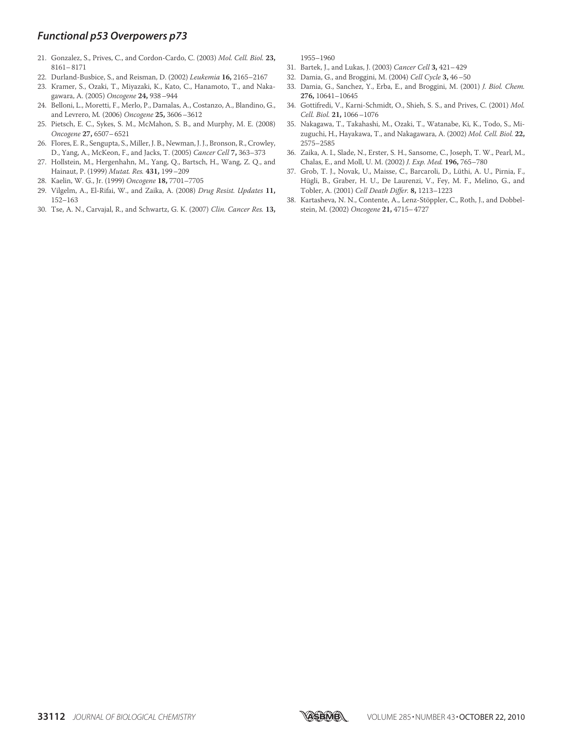21. Gonzalez, S., Prives, C., and Cordon-Cardo, C. (2003) *Mol. Cell. Biol.* **23,** 8161–8171
22. Durland-Busbice, S., and Reisman, D. (2002) *Leukemia* **16,** 2165–2167
23. Kramer, S., Ozaki, T., Miyazaki, K., Kato, C., Hanamoto, T., and Nakagawara, A. (2005) *Oncogene* **24,** 938–944
24. Belloni, L., Moretti, F., Merlo, P., Damalas, A., Costanzo, A., Blandino, G., and Levrero, M. (2006) *Oncogene* **25,** 3606–3612
25. Pietsch, E. C., Sykes, S. M., McMahon, S. B., and Murphy, M. E. (2008) *Oncogene* **27,** 6507–6521
26. Flores, E. R., Sengupta, S., Miller, J. B., Newman, J. J., Bronson, R., Crowley, D., Yang, A., McKeon, F., and Jacks, T. (2005) *Cancer Cell* **7,** 363–373
27. Hollstein, M., Hergenhahn, M., Yang, Q., Bartsch, H., Wang, Z. Q., and Hainaut, P. (1999) *Mutat. Res.* **431,** 199–209
28. Kaelin, W. G., Jr. (1999) *Oncogene* **18,** 7701–7705
29. Vilgelm, A., El-Rifai, W., and Zaika, A. (2008) *Drug Resist. Updates* **11,** 152–163
30. Tse, A. N., Carvajal, R., and Schwartz, G. K. (2007) *Clin. Cancer Res.* **13,** 1955–1960
31. Bartek, J., and Lukas, J. (2003) *Cancer Cell* **3,** 421–429
32. Damia, G., and Broggini, M. (2004) *Cell Cycle* **3,** 46–50
33. Damia, G., Sanchez, Y., Erba, E., and Broggini, M. (2001) *J. Biol. Chem.* **276,** 10641–10645
34. Gottifredi, V., Karni-Schmidt, O., Shieh, S. S., and Prives, C. (2001) *Mol. Cell. Biol.* **21,** 1066–1076
35. Nakagawa, T., Takahashi, M., Ozaki, T., Watanabe, Ki, K., Todo, S., Mizuguchi, H., Hayakawa, T., and Nakagawara, A. (2002) *Mol. Cell. Biol.* **22,** 2575–2585
36. Zaika, A. I., Slade, N., Erster, S. H., Sansome, C., Joseph, T. W., Pearl, M., Chalas, E., and Moll, U. M. (2002) *J. Exp. Med.* **196,** 765–780
37. Grob, T. J., Novak, U., Maisse, C., Barcaroli, D., Lüthi, A. U., Pirnia, F., Hügli, B., Graber, H. U., De Laurenzi, V., Fey, M. F., Melino, G., and Tobler, A. (2001) *Cell Death Differ.* **8,** 1213–1223
38. Kartasheva, N. N., Contente, A., Lenz-Stöppler, C., Roth, J., and Dobbelstein, M. (2002) *Oncogene* **21,** 4715–4727